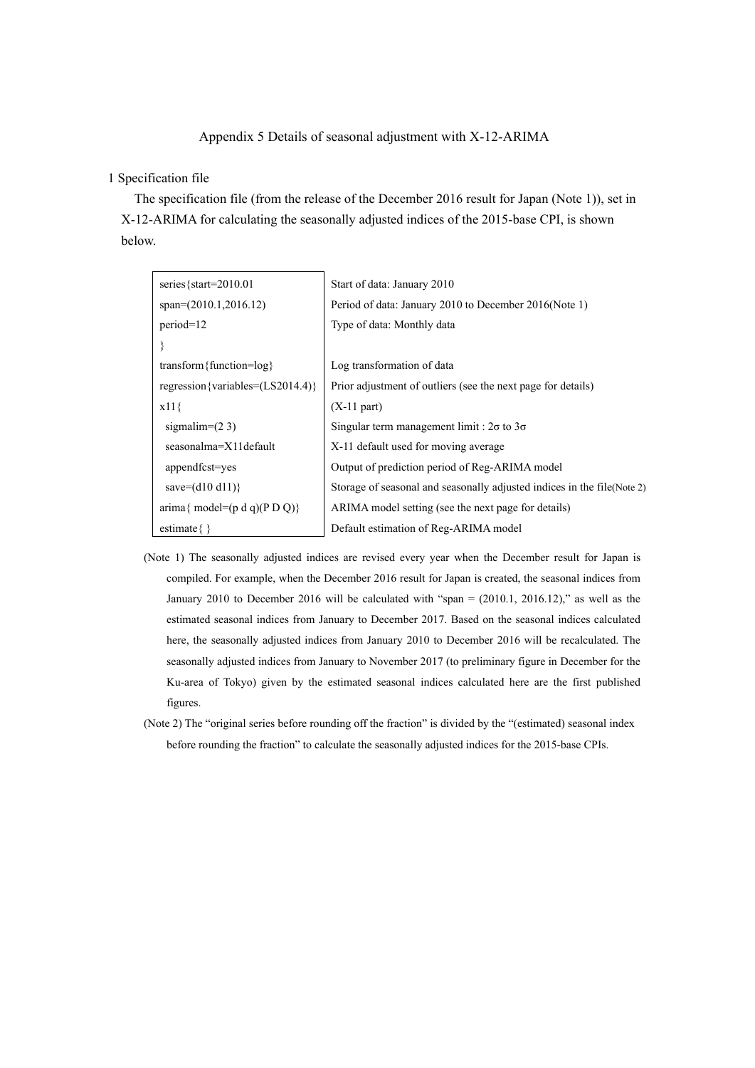# Appendix 5 Details of seasonal adjustment with X-12-ARIMA

## 1 Specification file

The specification file (from the release of the December 2016 result for Japan (Note 1)), set in X-12-ARIMA for calculating the seasonally adjusted indices of the 2015-base CPI, is shown below.

| Specification | Description |
|---|---|
| series{start=2010.01 | Start of data: January 2010 |
| span=(2010.1,2016.12) | Period of data: January 2010 to December 2016(Note 1) |
| period=12 | Type of data: Monthly data |
| } | |
| transform{function=log} | Log transformation of data |
| regression{variables=(LS2014.4)} | Prior adjustment of outliers (see the next page for details) |
| x11{ | (X-11 part) |
| sigmalim=(2 3) | Singular term management limit : 2σ to 3σ |
| seasonalma=X11default | X-11 default used for moving average |
| appendfcst=yes | Output of prediction period of Reg-ARIMA model |
| save=(d10 d11)} | Storage of seasonal and seasonally adjusted indices in the file(Note 2) |
| arima{ model=(p d q)(P D Q)} | ARIMA model setting (see the next page for details) |
| estimate{ } | Default estimation of Reg-ARIMA model |

(Note 1) The seasonally adjusted indices are revised every year when the December result for Japan is compiled. For example, when the December 2016 result for Japan is created, the seasonal indices from January 2010 to December 2016 will be calculated with "span = (2010.1, 2016.12)," as well as the estimated seasonal indices from January to December 2017. Based on the seasonal indices calculated here, the seasonally adjusted indices from January 2010 to December 2016 will be recalculated. The seasonally adjusted indices from January to November 2017 (to preliminary figure in December for the Ku-area of Tokyo) given by the estimated seasonal indices calculated here are the first published figures.

(Note 2) The "original series before rounding off the fraction" is divided by the "(estimated) seasonal index before rounding the fraction" to calculate the seasonally adjusted indices for the 2015-base CPIs.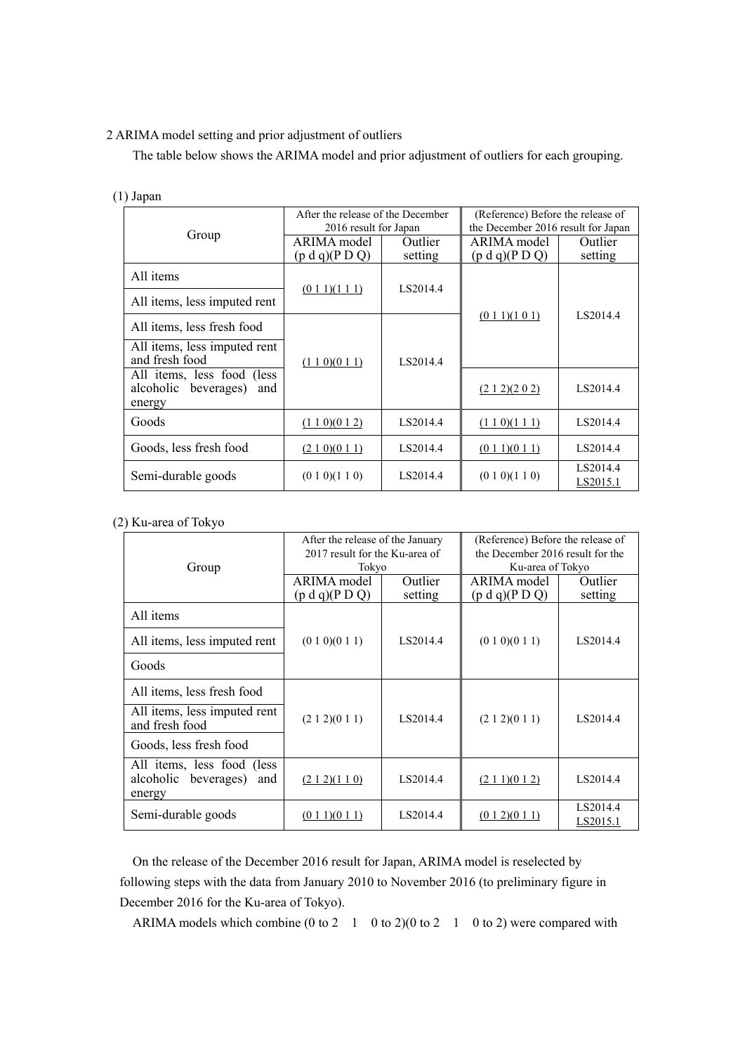2 ARIMA model setting and prior adjustment of outliers

The table below shows the ARIMA model and prior adjustment of outliers for each grouping.

(1) Japan

| Group | After the release of the December 2016 result for Japan | | (Reference) Before the release of the December 2016 result for Japan | |
|---|---|---|---|---|
| | ARIMA model (p d q)(P D Q) | Outlier setting | ARIMA model (p d q)(P D Q) | Outlier setting |
| All items | (0 1 1)(1 1 1) | LS2014.4 | (0 1 1)(1 0 1) | LS2014.4 |
| All items, less imputed rent | (0 1 1)(1 1 1) | LS2014.4 | (0 1 1)(1 0 1) | LS2014.4 |
| All items, less fresh food | (1 1 0)(0 1 1) | LS2014.4 | (0 1 1)(1 0 1) | LS2014.4 |
| All items, less imputed rent and fresh food | (1 1 0)(0 1 1) | LS2014.4 | (0 1 1)(1 0 1) | LS2014.4 |
| All items, less food (less alcoholic beverages) and energy | (1 1 0)(0 1 1) | LS2014.4 | (2 1 2)(2 0 2) | LS2014.4 |
| Goods | (1 1 0)(0 1 2) | LS2014.4 | (1 1 0)(1 1 1) | LS2014.4 |
| Goods, less fresh food | (2 1 0)(0 1 1) | LS2014.4 | (0 1 1)(0 1 1) | LS2014.4 |
| Semi-durable goods | (0 1 0)(1 1 0) | LS2014.4 | (0 1 0)(1 1 0) | LS2014.4<br>LS2015.1 |

(2) Ku-area of Tokyo

| Group | After the release of the January 2017 result for the Ku-area of Tokyo | | (Reference) Before the release of the December 2016 result for the Ku-area of Tokyo | |
|---|---|---|---|---|
| | ARIMA model (p d q)(P D Q) | Outlier setting | ARIMA model (p d q)(P D Q) | Outlier setting |
| All items | (0 1 0)(0 1 1) | LS2014.4 | (0 1 0)(0 1 1) | LS2014.4 |
| All items, less imputed rent | (0 1 0)(0 1 1) | LS2014.4 | (0 1 0)(0 1 1) | LS2014.4 |
| Goods | (0 1 0)(0 1 1) | LS2014.4 | (0 1 0)(0 1 1) | LS2014.4 |
| All items, less fresh food | (2 1 2)(0 1 1) | LS2014.4 | (2 1 2)(0 1 1) | LS2014.4 |
| All items, less imputed rent and fresh food | (2 1 2)(0 1 1) | LS2014.4 | (2 1 2)(0 1 1) | LS2014.4 |
| Goods, less fresh food | (2 1 2)(0 1 1) | LS2014.4 | (2 1 2)(0 1 1) | LS2014.4 |
| All items, less food (less alcoholic beverages) and energy | (2 1 2)(1 1 0) | LS2014.4 | (2 1 1)(0 1 2) | LS2014.4 |
| Semi-durable goods | (0 1 1)(0 1 1) | LS2014.4 | (0 1 2)(0 1 1) | LS2014.4<br>LS2015.1 |

On the release of the December 2016 result for Japan, ARIMA model is reselected by following steps with the data from January 2010 to November 2016 (to preliminary figure in December 2016 for the Ku-area of Tokyo).

ARIMA models which combine (0 to 2 1 0 to 2)(0 to 2 1 0 to 2) were compared with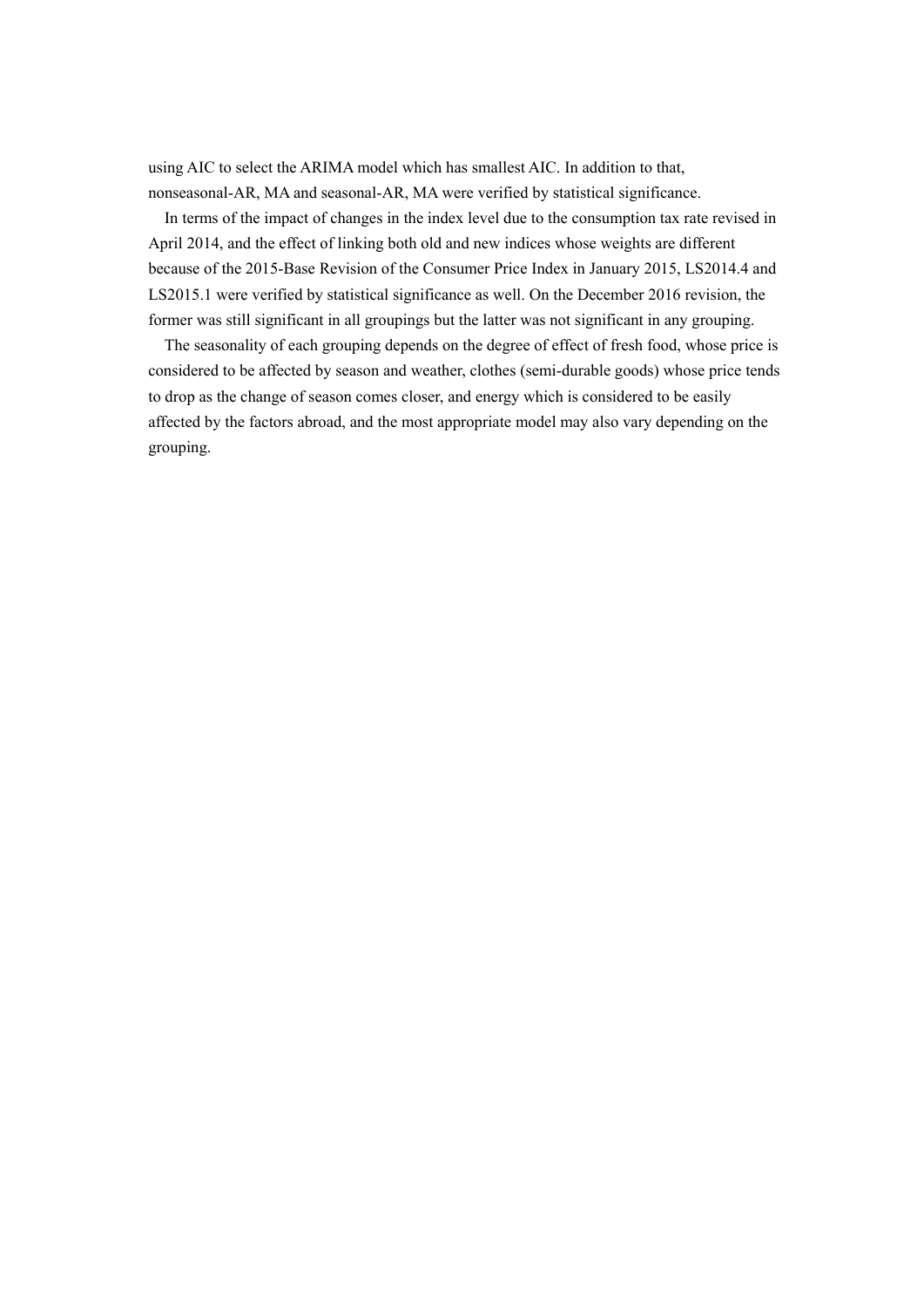using AIC to select the ARIMA model which has smallest AIC. In addition to that, nonseasonal-AR, MA and seasonal-AR, MA were verified by statistical significance.

In terms of the impact of changes in the index level due to the consumption tax rate revised in April 2014, and the effect of linking both old and new indices whose weights are different because of the 2015-Base Revision of the Consumer Price Index in January 2015, LS2014.4 and LS2015.1 were verified by statistical significance as well. On the December 2016 revision, the former was still significant in all groupings but the latter was not significant in any grouping.

The seasonality of each grouping depends on the degree of effect of fresh food, whose price is considered to be affected by season and weather, clothes (semi-durable goods) whose price tends to drop as the change of season comes closer, and energy which is considered to be easily affected by the factors abroad, and the most appropriate model may also vary depending on the grouping.